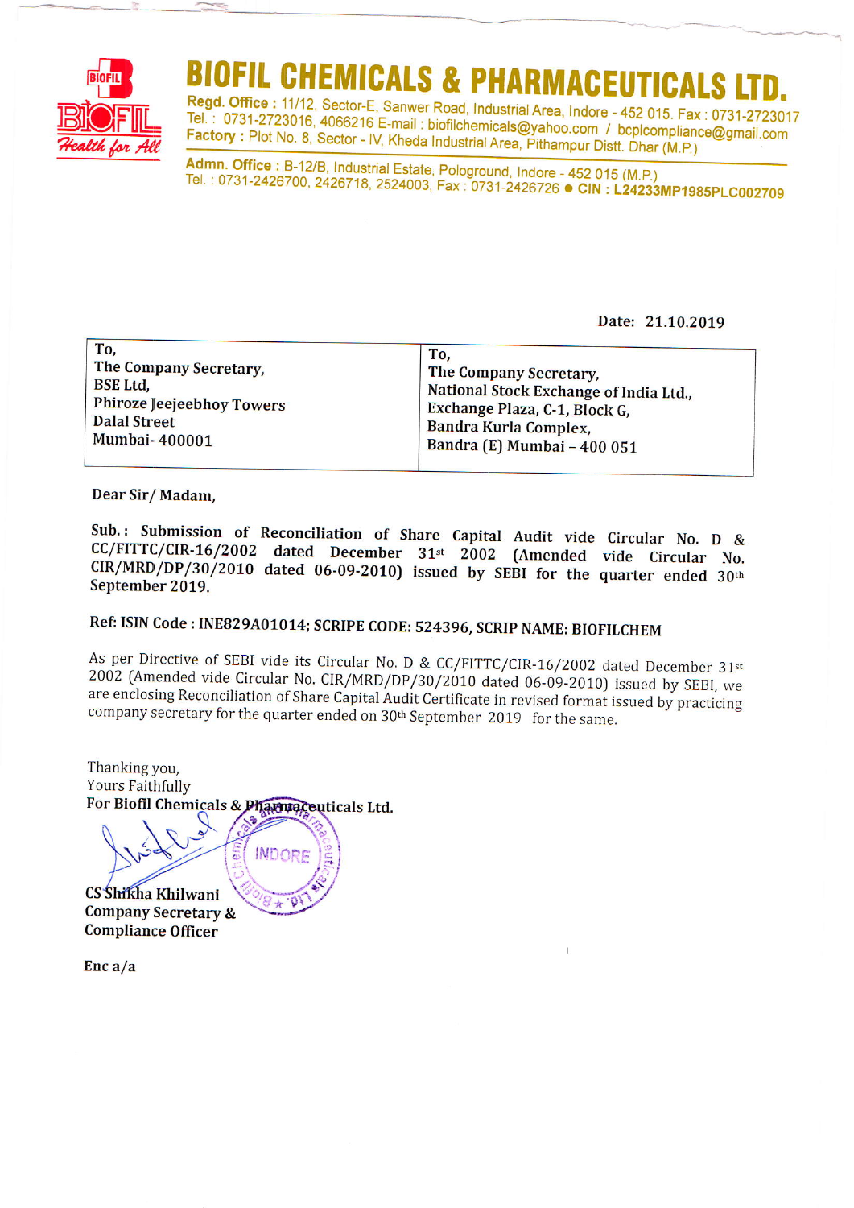# BIOFIL CHEMICALS & PHARMACEUTICALS LTD.

**Regd. Office :** 11/12, Sector-E, Sanwer Road, Industrial Area, Indore - 452 015. Fax : 0731-2723017
Tel. : 0731-2723016, 4066216 E-mail : biofilchemicals@yahoo.com / bcplcompliance@gmail.com
**Factory :** Plot No. 8, Sector - IV, Kheda Industrial Area, Pithampur Distt. Dhar (M.P.)

**Admn. Office :** B-12/B, Industrial Estate, Pologround, Indore - 452 015 (M.P.)
Tel. : 0731-2426700, 2426718, 2524003, Fax : 0731-2426726 ● **CIN : L24233MP1985PLC002709**

Date: 21.10.2019

| To,<br>The Company Secretary,<br>BSE Ltd,<br>Phiroze Jeejeebhoy Towers<br>Dalal Street<br>Mumbai- 400001 | To,<br>The Company Secretary,<br>National Stock Exchange of India Ltd.,<br>Exchange Plaza, C-1, Block G,<br>Bandra Kurla Complex,<br>Bandra (E) Mumbai – 400 051 |
|---|---|

Dear Sir/ Madam,

**Sub.: Submission of Reconciliation of Share Capital Audit vide Circular No. D & CC/FITTC/CIR-16/2002 dated December 31st 2002 (Amended vide Circular No. CIR/MRD/DP/30/2010 dated 06-09-2010) issued by SEBI for the quarter ended 30th September 2019.**

**Ref: ISIN Code : INE829A01014; SCRIPE CODE: 524396, SCRIP NAME: BIOFILCHEM**

As per Directive of SEBI vide its Circular No. D & CC/FITTC/CIR-16/2002 dated December 31st 2002 (Amended vide Circular No. CIR/MRD/DP/30/2010 dated 06-09-2010) issued by SEBI, we are enclosing Reconciliation of Share Capital Audit Certificate in revised format issued by practicing company secretary for the quarter ended on 30th September 2019 for the same.

Thanking you,
Yours Faithfully
**For Biofil Chemicals & Pharmaceuticals Ltd.**

**CS Shikha Khilwani**
**Company Secretary &**
**Compliance Officer**

**Enc a/a**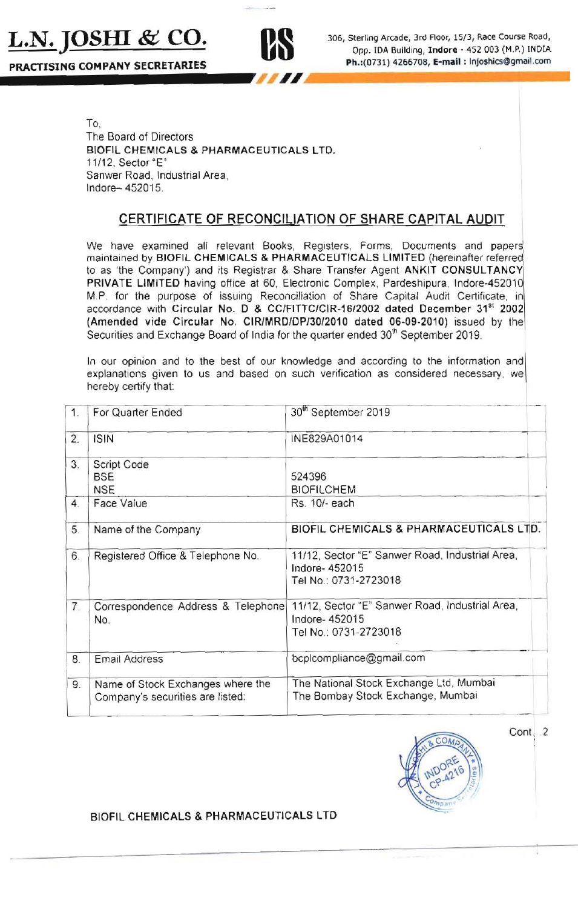**L.N. JOSHI & CO.**

**PRACTISING COMPANY SECRETARIES**

306, Sterling Arcade, 3rd Floor, 15/3, Race Course Road, Opp. IDA Building, **Indore** - 452 003 (M.P.) INDIA
**Ph.:**(0731) 4266708, **E-mail :** lnjoshics@gmail.com

To,
The Board of Directors
BIOFIL CHEMICALS & PHARMACEUTICALS LTD.
11/12, Sector "E"
Sanwer Road, Industrial Area,
Indore– 452015.

## CERTIFICATE OF RECONCILIATION OF SHARE CAPITAL AUDIT

We have examined all relevant Books, Registers, Forms, Documents and papers maintained by **BIOFIL CHEMICALS & PHARMACEUTICALS LIMITED** (hereinafter referred to as 'the Company') and its Registrar & Share Transfer Agent **ANKIT CONSULTANCY PRIVATE LIMITED** having office at 60, Electronic Complex, Pardeshipura, Indore-452010 M.P. for the purpose of issuing Reconciliation of Share Capital Audit Certificate, in accordance with **Circular No. D & CC/FITTC/CIR-16/2002 dated December 31st 2002 (Amended vide Circular No. CIR/MRD/DP/30/2010 dated 06-09-2010)** issued by the Securities and Exchange Board of India for the quarter ended 30th September 2019.

In our opinion and to the best of our knowledge and according to the information and explanations given to us and based on such verification as considered necessary, we hereby certify that:

| | | |
|---|---|---|
| 1. | For Quarter Ended | 30th September 2019 |
| 2. | ISIN | INE829A01014 |
| 3. | Script Code<br>BSE<br>NSE | <br>524396<br>BIOFILCHEM |
| 4. | Face Value | Rs. 10/- each |
| 5. | Name of the Company | **BIOFIL CHEMICALS & PHARMACEUTICALS LTD.** |
| 6. | Registered Office & Telephone No. | 11/12, Sector "E" Sanwer Road, Industrial Area, Indore- 452015<br>Tel No.: 0731-2723018 |
| 7. | Correspondence Address & Telephone No. | 11/12, Sector "E" Sanwer Road, Industrial Area, Indore- 452015<br>Tel No.: 0731-2723018 |
| 8. | Email Address | bcplcompliance@gmail.com |
| 9. | Name of Stock Exchanges where the Company's securities are listed: | The National Stock Exchange Ltd, Mumbai<br>The Bombay Stock Exchange, Mumbai |

Cont...2

BIOFIL CHEMICALS & PHARMACEUTICALS LTD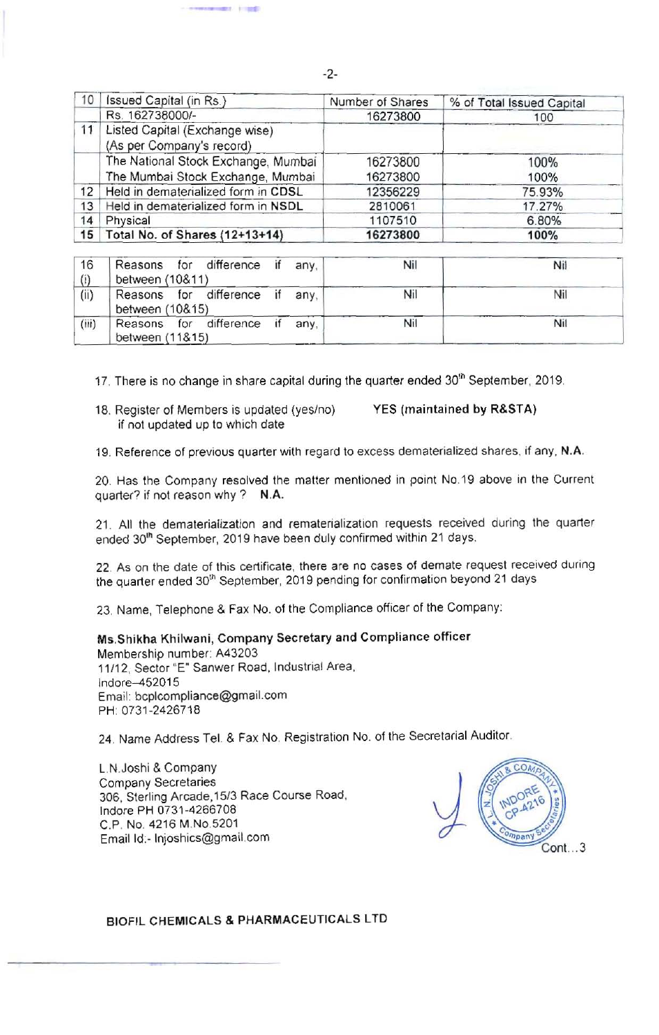| 10 | Issued Capital (in Rs.) | Number of Shares | % of Total Issued Capital |
|---|---|---|---|
| | Rs. 162738000/- | 16273800 | 100 |
| 11 | Listed Capital (Exchange wise) (As per Company's record) | | |
| | The National Stock Exchange, Mumbai | 16273800 | 100% |
| | The Mumbai Stock Exchange, Mumbai | 16273800 | 100% |
| 12 | Held in dematerialized form in CDSL | 12356229 | 75.93% |
| 13 | Held in dematerialized form in NSDL | 2810061 | 17.27% |
| 14 | Physical | 1107510 | 6.80% |
| 15 | **Total No. of Shares (12+13+14)** | **16273800** | **100%** |

| 16 (i) | Reasons for difference if any, between (10&11) | Nil | Nil |
|---|---|---|---|
| (ii) | Reasons for difference if any, between (10&15) | Nil | Nil |
| (iii) | Reasons for difference if any, between (11&15) | Nil | Nil |

17. There is no change in share capital during the quarter ended 30th September, 2019.

18. Register of Members is updated (yes/no) **YES (maintained by R&STA)**
 if not updated up to which date

19. Reference of previous quarter with regard to excess dematerialized shares, if any, **N.A.**

20. Has the Company resolved the matter mentioned in point No.19 above in the Current quarter? if not reason why ? **N.A.**

21. All the dematerialization and rematerialization requests received during the quarter ended 30th September, 2019 have been duly confirmed within 21 days.

22. As on the date of this certificate, there are no cases of demate request received during the quarter ended 30th September, 2019 pending for confirmation beyond 21 days

23. Name, Telephone & Fax No. of the Compliance officer of the Company:

**Ms.Shikha Khilwani, Company Secretary and Compliance officer**
Membership number: A43203
11/12, Sector "E" Sanwer Road, Industrial Area,
Indore–452015
Email: bcplcompliance@gmail.com
PH: 0731-2426718

24. Name Address Tel. & Fax No. Registration No. of the Secretarial Auditor.

L.N.Joshi & Company
Company Secretaries
306, Sterling Arcade,15/3 Race Course Road,
Indore PH 0731-4266708
C.P. No. 4216 M.No.5201
Email Id:- lnjoshics@gmail.com

L.N. JOSHI & COMPANY INDORE CP-4216 Company Secretaries

Cont...3

**BIOFIL CHEMICALS & PHARMACEUTICALS LTD**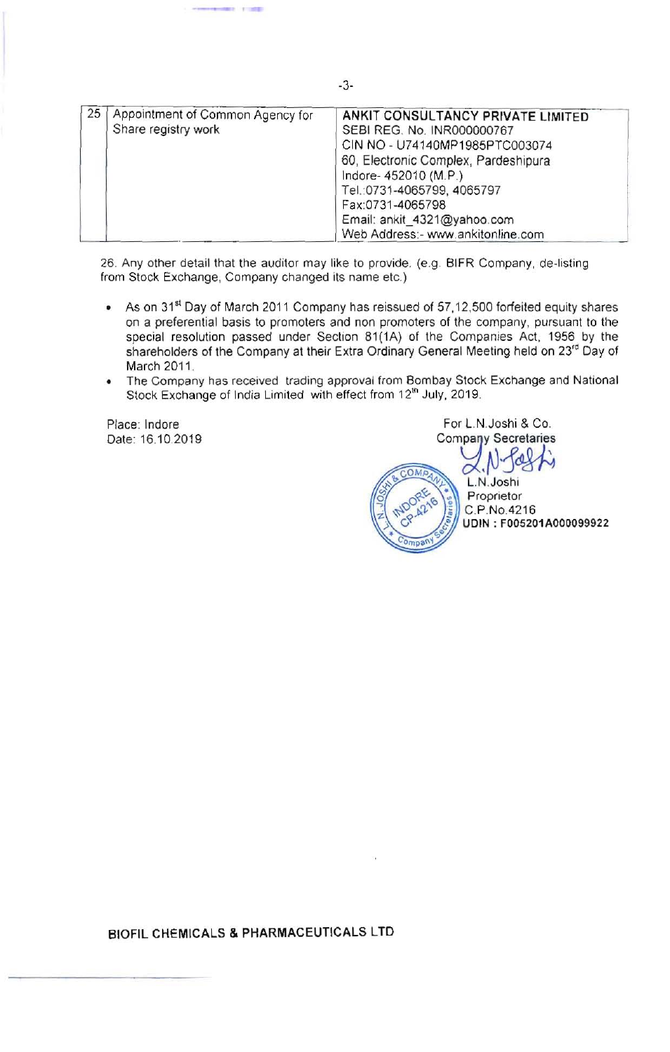| | | |
|---|---|---|
| 25 | Appointment of Common Agency for Share registry work | **ANKIT CONSULTANCY PRIVATE LIMITED**<br>SEBI REG. No. INR000000767<br>CIN NO - U74140MP1985PTC003074<br>60, Electronic Complex, Pardeshipura<br>Indore- 452010 (M.P.)<br>Tel.:0731-4065799, 4065797<br>Fax:0731-4065798<br>Email: ankit_4321@yahoo.com<br>Web Address:- www.ankitonline.com |

26. Any other detail that the auditor may like to provide. (e.g. BIFR Company, de-listing from Stock Exchange, Company changed its name etc.)

- As on 31st Day of March 2011 Company has reissued of 57,12,500 forfeited equity shares on a preferential basis to promoters and non promoters of the company, pursuant to the special resolution passed under Section 81(1A) of the Companies Act, 1956 by the shareholders of the Company at their Extra Ordinary General Meeting held on 23rd Day of March 2011.
- The Company has received trading approval from Bombay Stock Exchange and National Stock Exchange of India Limited with effect from 12th July, 2019.

Place: Indore
Date: 16.10.2019

For L.N.Joshi & Co.
Company Secretaries

L.N.Joshi
Proprietor
C.P.No.4216
**UDIN : F005201A000099922**

**BIOFIL CHEMICALS & PHARMACEUTICALS LTD**